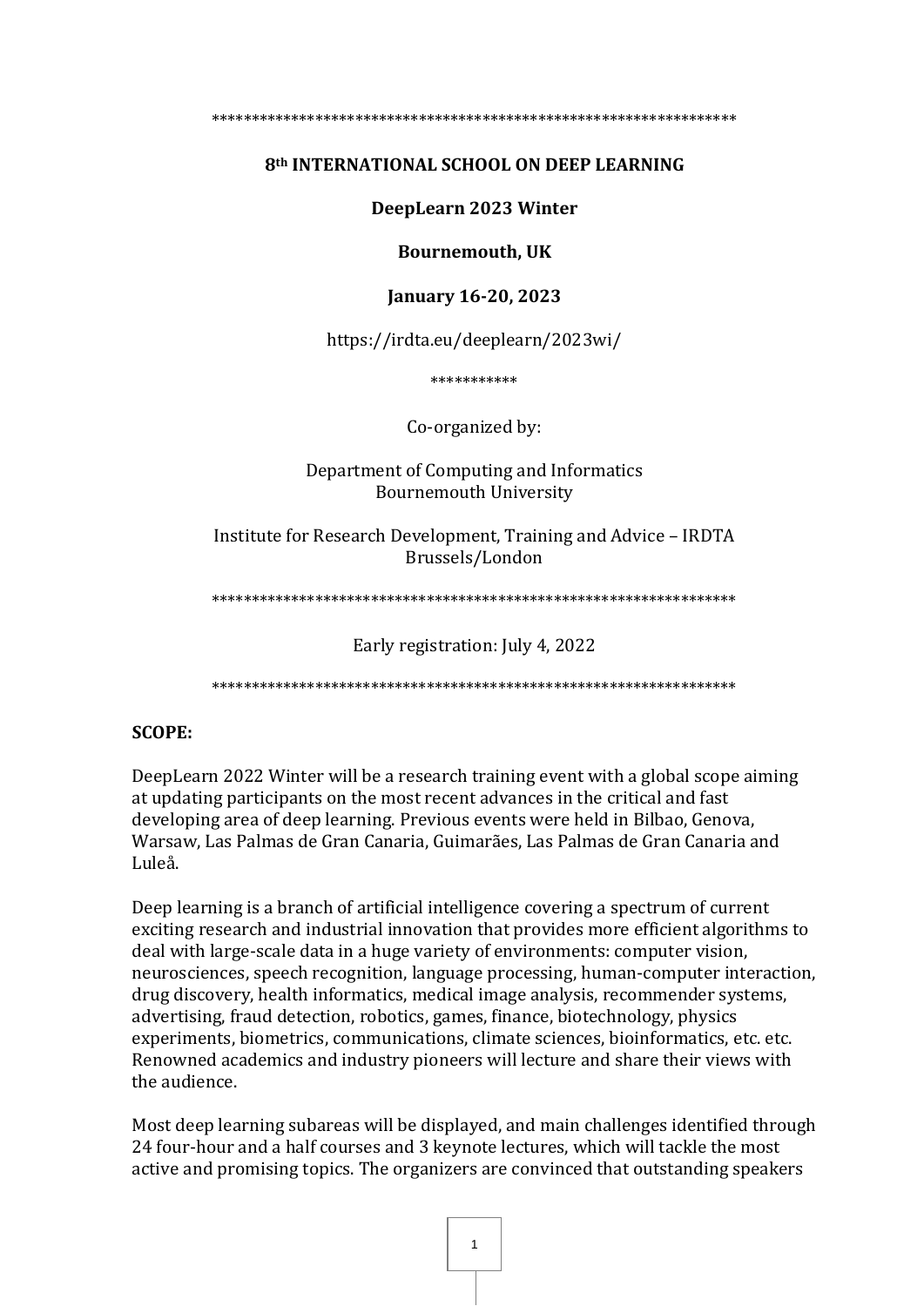*****************************************************************

**8th INTERNATIONAL SCHOOL ON DEEP LEARNING**

**DeepLearn 2023 Winter**

**Bournemouth, UK**

**January 16-20, 2023**

https://irdta.eu/deeplearn/2023wi/

***********

Co-organized by:

Department of Computing and Informatics
Bournemouth University

Institute for Research Development, Training and Advice – IRDTA
Brussels/London

*****************************************************************

Early registration: July 4, 2022

*****************************************************************

**SCOPE:**

DeepLearn 2022 Winter will be a research training event with a global scope aiming at updating participants on the most recent advances in the critical and fast developing area of deep learning. Previous events were held in Bilbao, Genova, Warsaw, Las Palmas de Gran Canaria, Guimarães, Las Palmas de Gran Canaria and Luleå.

Deep learning is a branch of artificial intelligence covering a spectrum of current exciting research and industrial innovation that provides more efficient algorithms to deal with large-scale data in a huge variety of environments: computer vision, neurosciences, speech recognition, language processing, human-computer interaction, drug discovery, health informatics, medical image analysis, recommender systems, advertising, fraud detection, robotics, games, finance, biotechnology, physics experiments, biometrics, communications, climate sciences, bioinformatics, etc. etc. Renowned academics and industry pioneers will lecture and share their views with the audience.

Most deep learning subareas will be displayed, and main challenges identified through 24 four-hour and a half courses and 3 keynote lectures, which will tackle the most active and promising topics. The organizers are convinced that outstanding speakers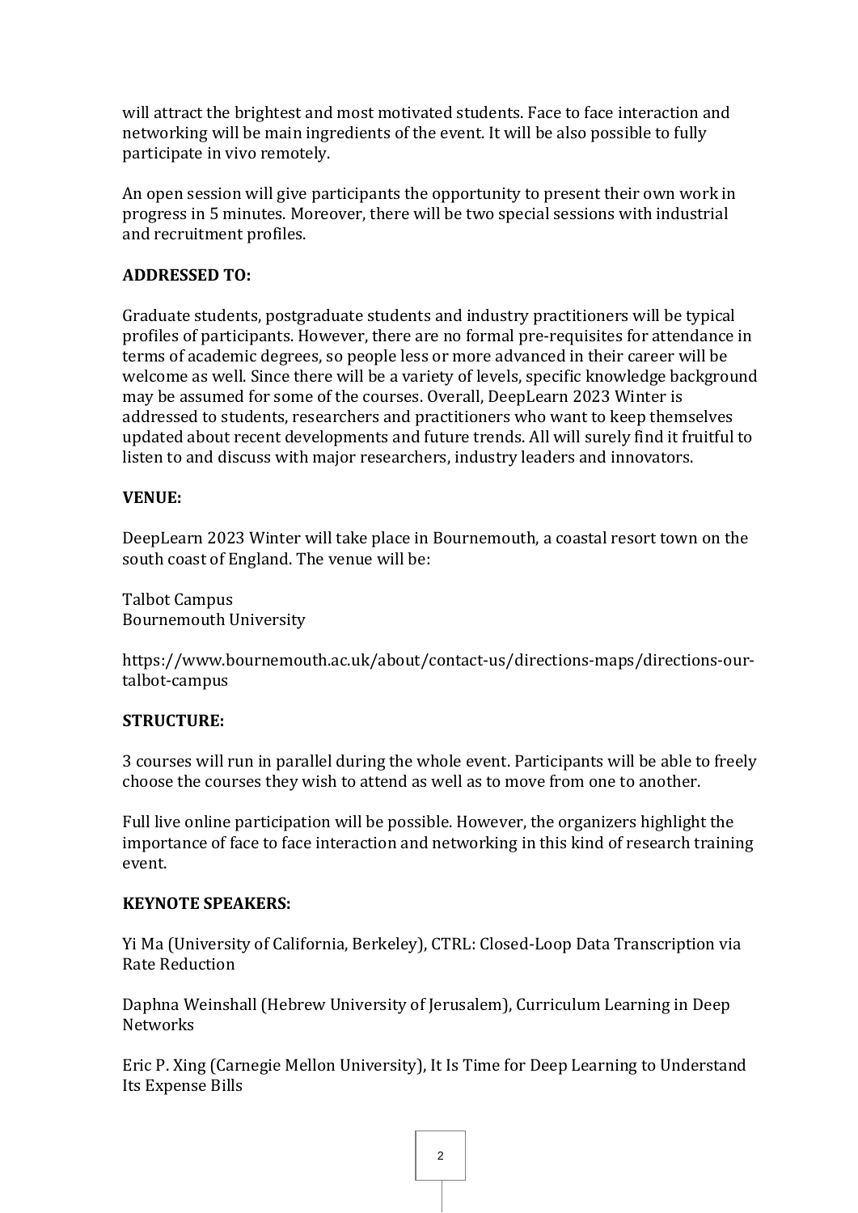will attract the brightest and most motivated students. Face to face interaction and networking will be main ingredients of the event. It will be also possible to fully participate in vivo remotely.

An open session will give participants the opportunity to present their own work in progress in 5 minutes. Moreover, there will be two special sessions with industrial and recruitment profiles.

**ADDRESSED TO:**

Graduate students, postgraduate students and industry practitioners will be typical profiles of participants. However, there are no formal pre-requisites for attendance in terms of academic degrees, so people less or more advanced in their career will be welcome as well. Since there will be a variety of levels, specific knowledge background may be assumed for some of the courses. Overall, DeepLearn 2023 Winter is addressed to students, researchers and practitioners who want to keep themselves updated about recent developments and future trends. All will surely find it fruitful to listen to and discuss with major researchers, industry leaders and innovators.

**VENUE:**

DeepLearn 2023 Winter will take place in Bournemouth, a coastal resort town on the south coast of England. The venue will be:

Talbot Campus
Bournemouth University

https://www.bournemouth.ac.uk/about/contact-us/directions-maps/directions-our-talbot-campus

**STRUCTURE:**

3 courses will run in parallel during the whole event. Participants will be able to freely choose the courses they wish to attend as well as to move from one to another.

Full live online participation will be possible. However, the organizers highlight the importance of face to face interaction and networking in this kind of research training event.

**KEYNOTE SPEAKERS:**

Yi Ma (University of California, Berkeley), CTRL: Closed-Loop Data Transcription via Rate Reduction

Daphna Weinshall (Hebrew University of Jerusalem), Curriculum Learning in Deep Networks

Eric P. Xing (Carnegie Mellon University), It Is Time for Deep Learning to Understand Its Expense Bills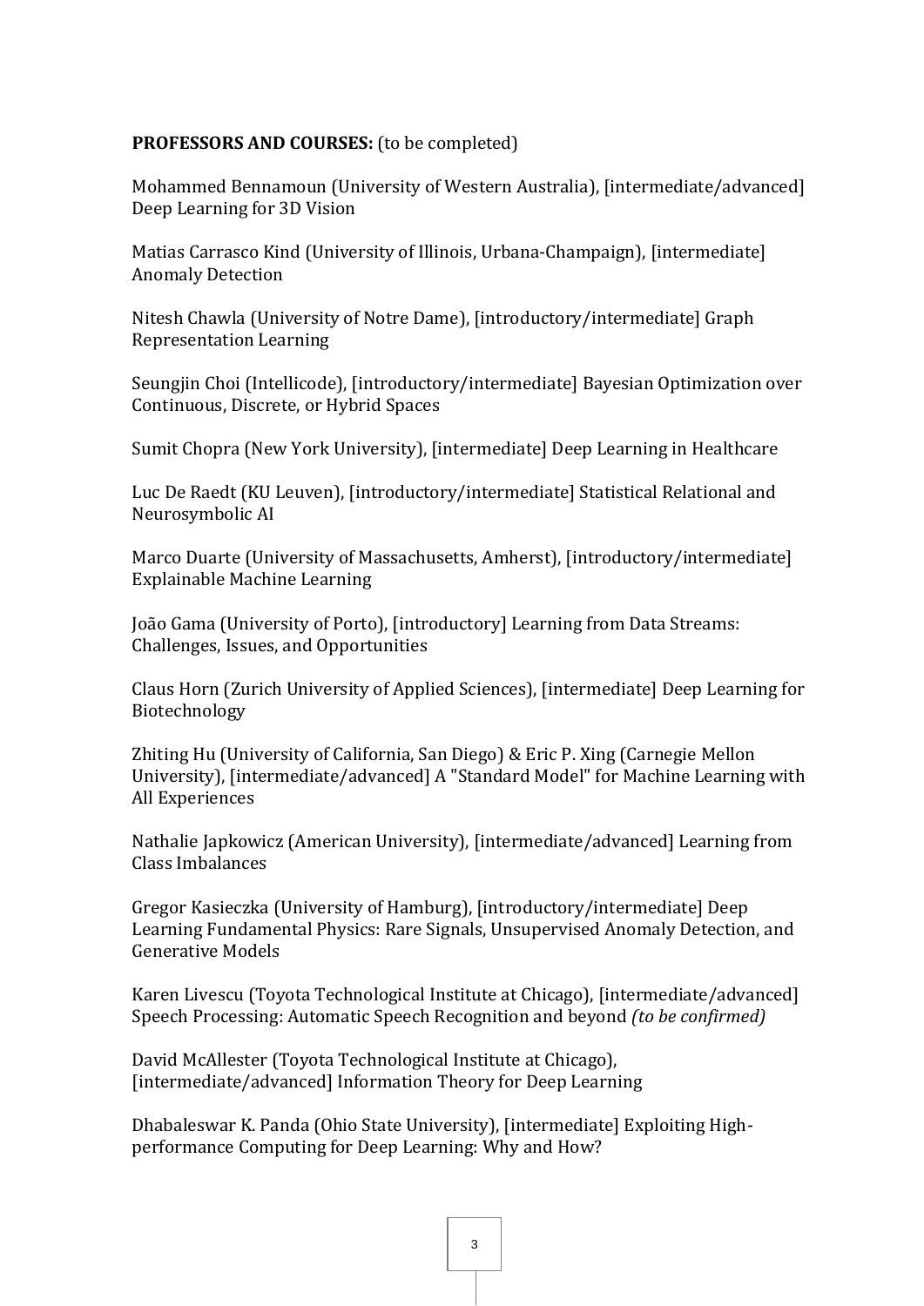**PROFESSORS AND COURSES:** (to be completed)

Mohammed Bennamoun (University of Western Australia), [intermediate/advanced] Deep Learning for 3D Vision

Matias Carrasco Kind (University of Illinois, Urbana-Champaign), [intermediate] Anomaly Detection

Nitesh Chawla (University of Notre Dame), [introductory/intermediate] Graph Representation Learning

Seungjin Choi (Intellicode), [introductory/intermediate] Bayesian Optimization over Continuous, Discrete, or Hybrid Spaces

Sumit Chopra (New York University), [intermediate] Deep Learning in Healthcare

Luc De Raedt (KU Leuven), [introductory/intermediate] Statistical Relational and Neurosymbolic AI

Marco Duarte (University of Massachusetts, Amherst), [introductory/intermediate] Explainable Machine Learning

João Gama (University of Porto), [introductory] Learning from Data Streams: Challenges, Issues, and Opportunities

Claus Horn (Zurich University of Applied Sciences), [intermediate] Deep Learning for Biotechnology

Zhiting Hu (University of California, San Diego) & Eric P. Xing (Carnegie Mellon University), [intermediate/advanced] A "Standard Model" for Machine Learning with All Experiences

Nathalie Japkowicz (American University), [intermediate/advanced] Learning from Class Imbalances

Gregor Kasieczka (University of Hamburg), [introductory/intermediate] Deep Learning Fundamental Physics: Rare Signals, Unsupervised Anomaly Detection, and Generative Models

Karen Livescu (Toyota Technological Institute at Chicago), [intermediate/advanced] Speech Processing: Automatic Speech Recognition and beyond *(to be confirmed)*

David McAllester (Toyota Technological Institute at Chicago), [intermediate/advanced] Information Theory for Deep Learning

Dhabaleswar K. Panda (Ohio State University), [intermediate] Exploiting High-performance Computing for Deep Learning: Why and How?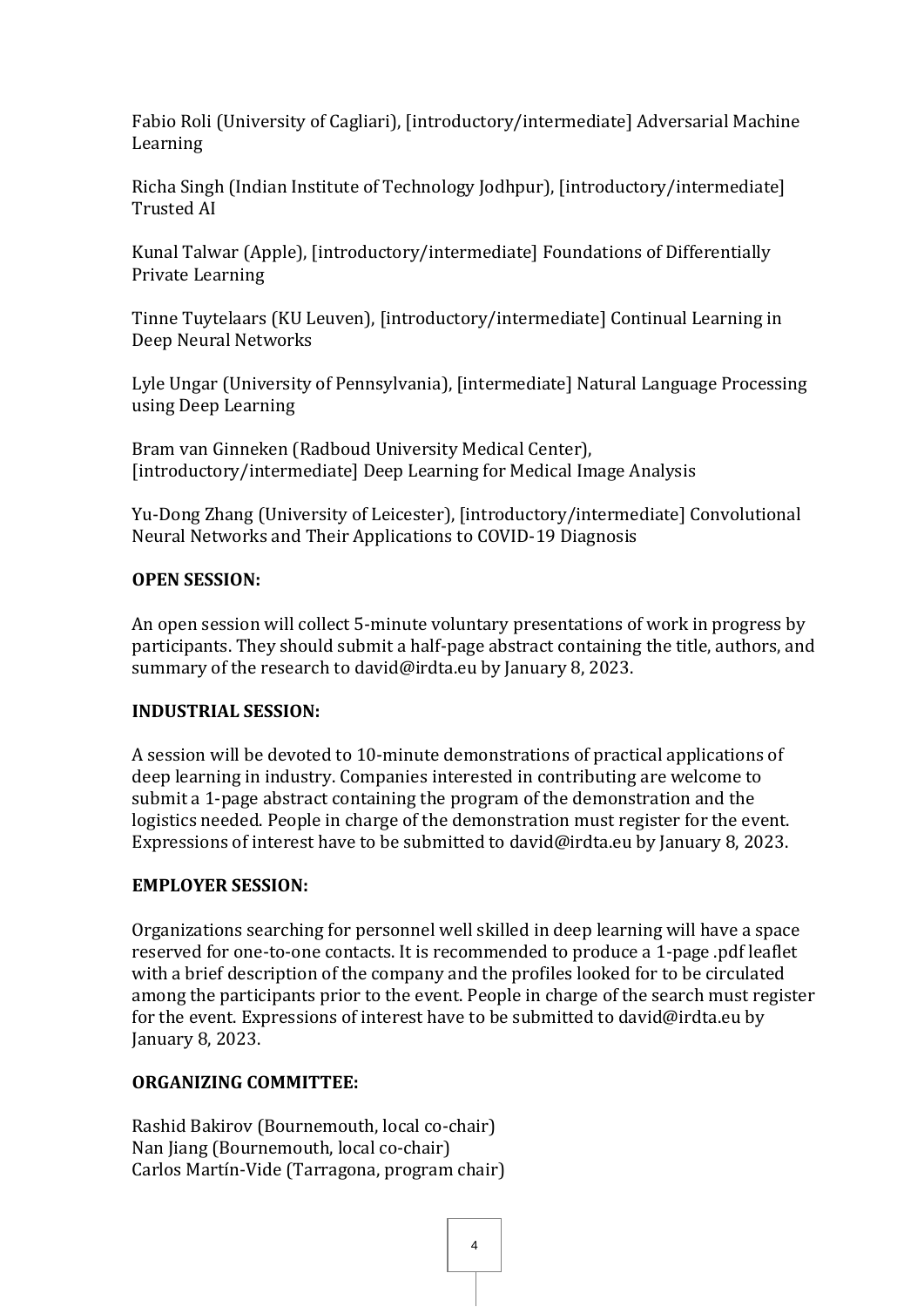Fabio Roli (University of Cagliari), [introductory/intermediate] Adversarial Machine Learning

Richa Singh (Indian Institute of Technology Jodhpur), [introductory/intermediate] Trusted AI

Kunal Talwar (Apple), [introductory/intermediate] Foundations of Differentially Private Learning

Tinne Tuytelaars (KU Leuven), [introductory/intermediate] Continual Learning in Deep Neural Networks

Lyle Ungar (University of Pennsylvania), [intermediate] Natural Language Processing using Deep Learning

Bram van Ginneken (Radboud University Medical Center), [introductory/intermediate] Deep Learning for Medical Image Analysis

Yu-Dong Zhang (University of Leicester), [introductory/intermediate] Convolutional Neural Networks and Their Applications to COVID-19 Diagnosis

**OPEN SESSION:**

An open session will collect 5-minute voluntary presentations of work in progress by participants. They should submit a half-page abstract containing the title, authors, and summary of the research to david@irdta.eu by January 8, 2023.

**INDUSTRIAL SESSION:**

A session will be devoted to 10-minute demonstrations of practical applications of deep learning in industry. Companies interested in contributing are welcome to submit a 1-page abstract containing the program of the demonstration and the logistics needed. People in charge of the demonstration must register for the event. Expressions of interest have to be submitted to david@irdta.eu by January 8, 2023.

**EMPLOYER SESSION:**

Organizations searching for personnel well skilled in deep learning will have a space reserved for one-to-one contacts. It is recommended to produce a 1-page .pdf leaflet with a brief description of the company and the profiles looked for to be circulated among the participants prior to the event. People in charge of the search must register for the event. Expressions of interest have to be submitted to david@irdta.eu by January 8, 2023.

**ORGANIZING COMMITTEE:**

Rashid Bakirov (Bournemouth, local co-chair)
Nan Jiang (Bournemouth, local co-chair)
Carlos Martín-Vide (Tarragona, program chair)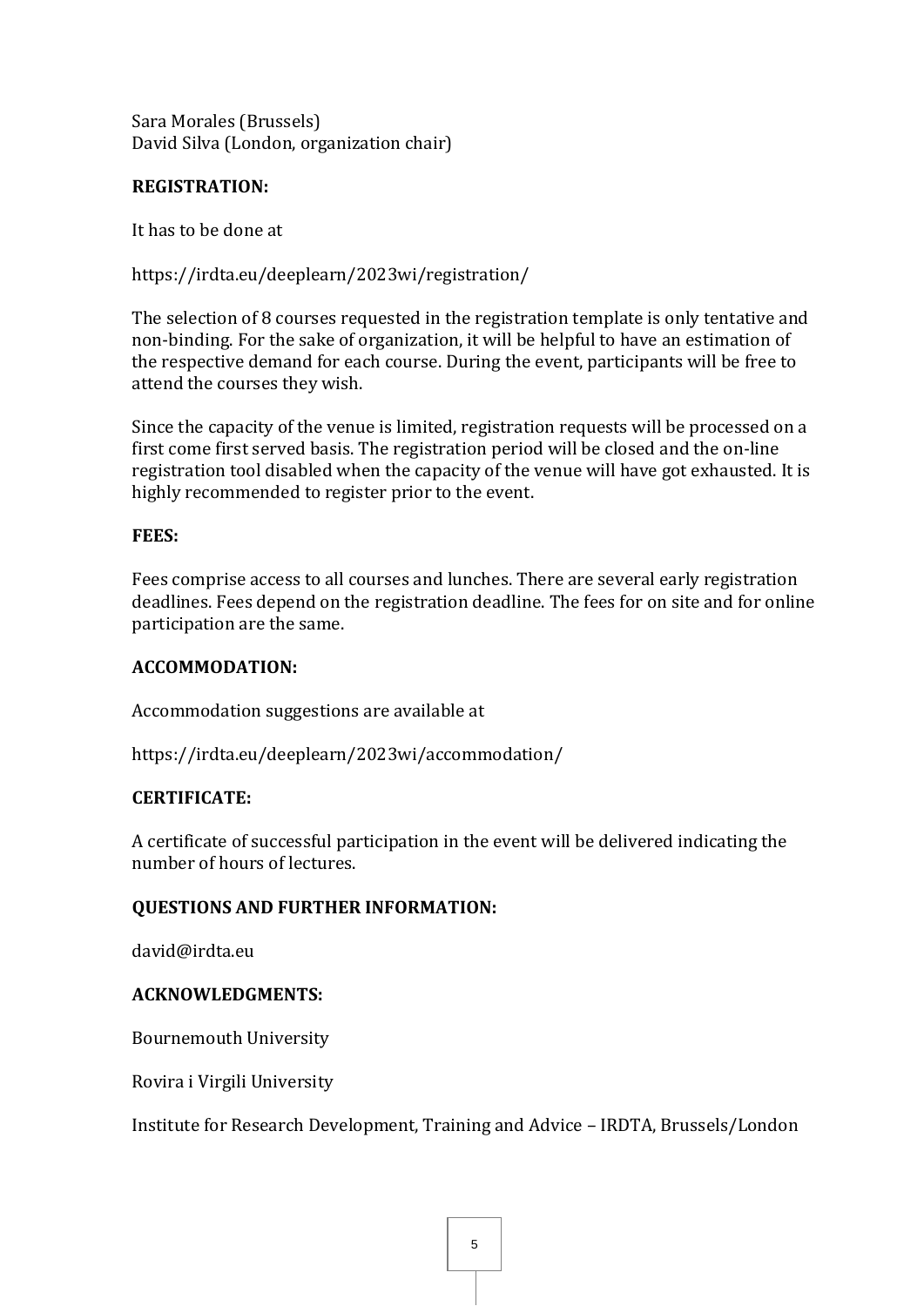Sara Morales (Brussels)
David Silva (London, organization chair)

**REGISTRATION:**

It has to be done at

https://irdta.eu/deeplearn/2023wi/registration/

The selection of 8 courses requested in the registration template is only tentative and non-binding. For the sake of organization, it will be helpful to have an estimation of the respective demand for each course. During the event, participants will be free to attend the courses they wish.

Since the capacity of the venue is limited, registration requests will be processed on a first come first served basis. The registration period will be closed and the on-line registration tool disabled when the capacity of the venue will have got exhausted. It is highly recommended to register prior to the event.

**FEES:**

Fees comprise access to all courses and lunches. There are several early registration deadlines. Fees depend on the registration deadline. The fees for on site and for online participation are the same.

**ACCOMMODATION:**

Accommodation suggestions are available at

https://irdta.eu/deeplearn/2023wi/accommodation/

**CERTIFICATE:**

A certificate of successful participation in the event will be delivered indicating the number of hours of lectures.

**QUESTIONS AND FURTHER INFORMATION:**

david@irdta.eu

**ACKNOWLEDGMENTS:**

Bournemouth University

Rovira i Virgili University

Institute for Research Development, Training and Advice – IRDTA, Brussels/London